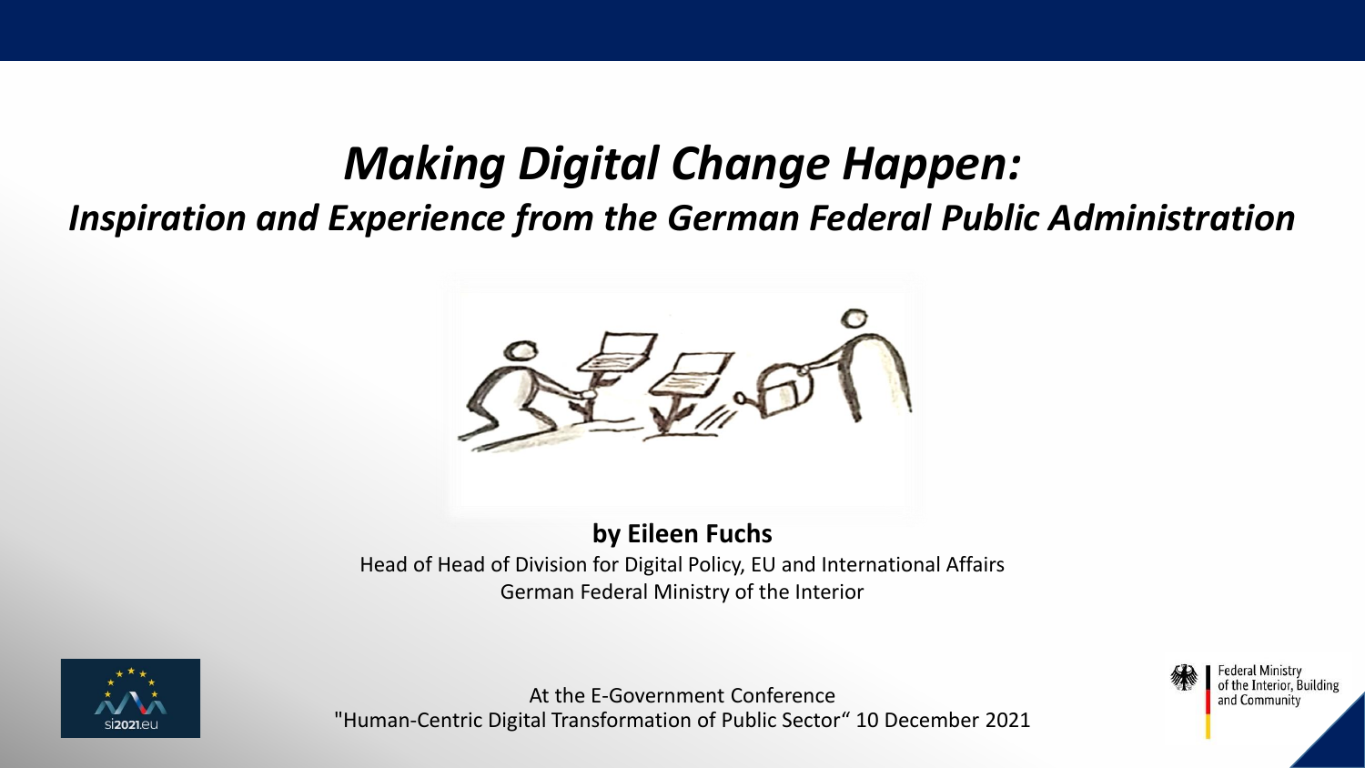# *Making Digital Change Happen:*

## *Inspiration and Experience from the German Federal Public Administration*

**by Eileen Fuchs**

Head of Head of Division for Digital Policy, EU and International Affairs

German Federal Ministry of the Interior

At the E-Government Conference

"Human-Centric Digital Transformation of Public Sector" 10 December 2021

si2021.eu

Federal Ministry of the Interior, Building and Community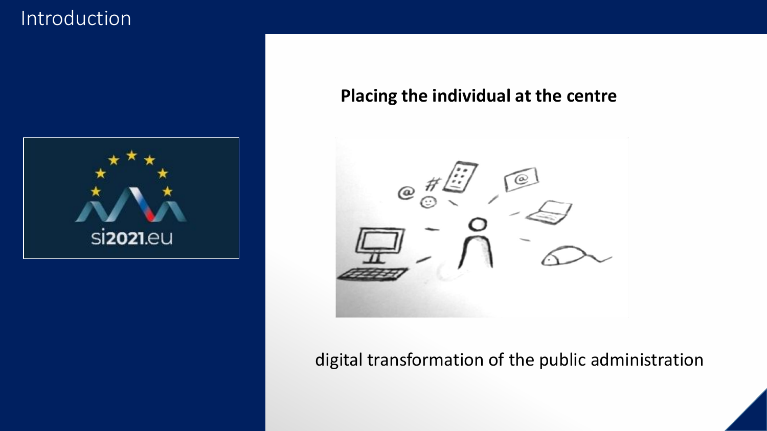# Introduction

**Placing the individual at the centre**

digital transformation of the public administration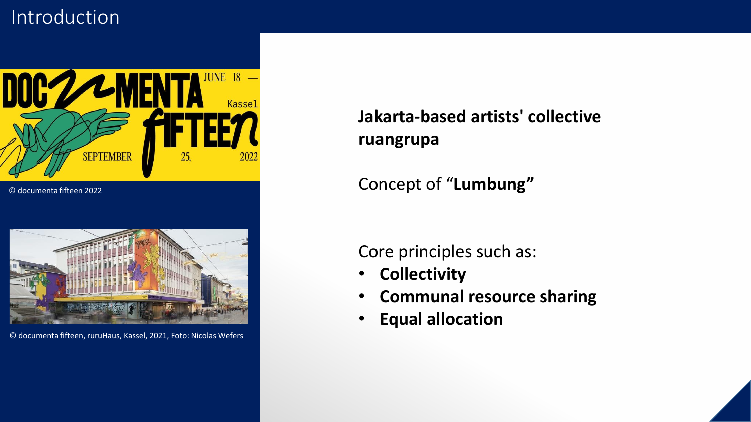# Introduction

© documenta fifteen 2022

© documenta fifteen, ruruHaus, Kassel, 2021, Foto: Nicolas Wefers

**Jakarta-based artists' collective ruangrupa**

Concept of "**Lumbung"**

Core principles such as:

- **Collectivity**
- **Communal resource sharing**
- **Equal allocation**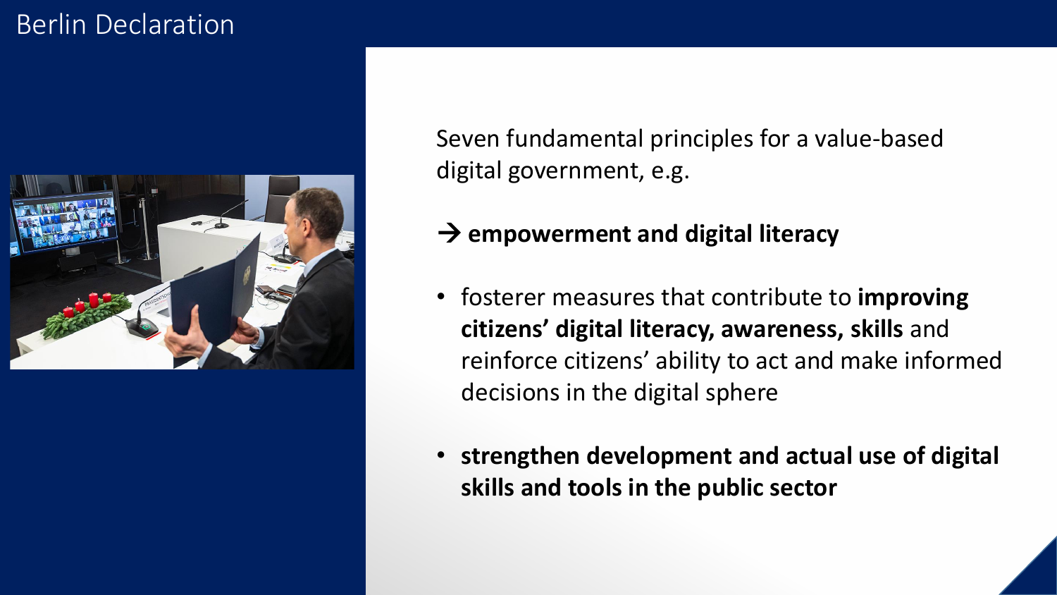# Berlin Declaration

Seven fundamental principles for a value-based digital government, e.g.

→ **empowerment and digital literacy**

- fosterer measures that contribute to **improving citizens' digital literacy, awareness, skills** and reinforce citizens' ability to act and make informed decisions in the digital sphere
- **strengthen development and actual use of digital skills and tools in the public sector**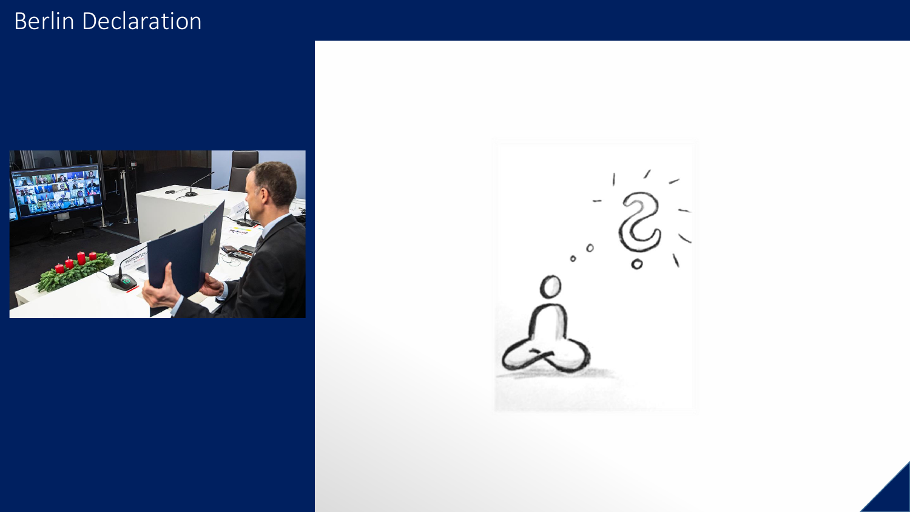# Berlin Declaration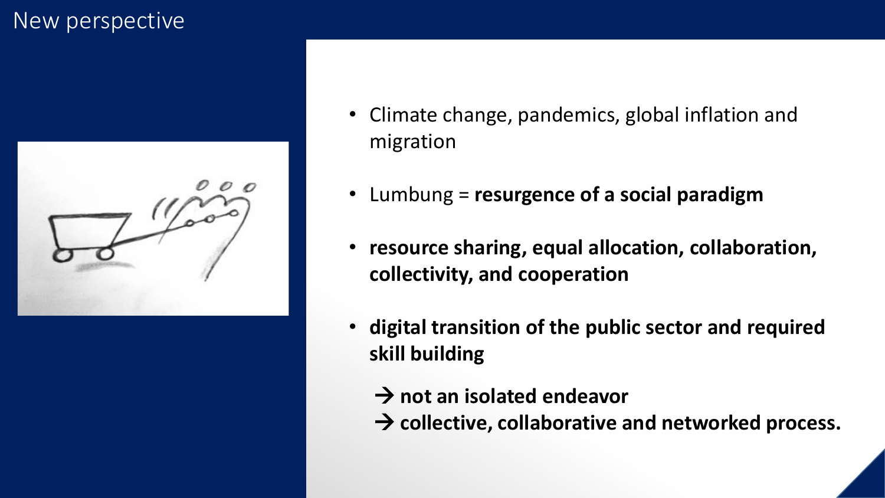# New perspective

- Climate change, pandemics, global inflation and migration
- Lumbung = **resurgence of a social paradigm**
- **resource sharing, equal allocation, collaboration, collectivity, and cooperation**
- **digital transition of the public sector and required skill building**

  → **not an isolated endeavor**

  → **collective, collaborative and networked process.**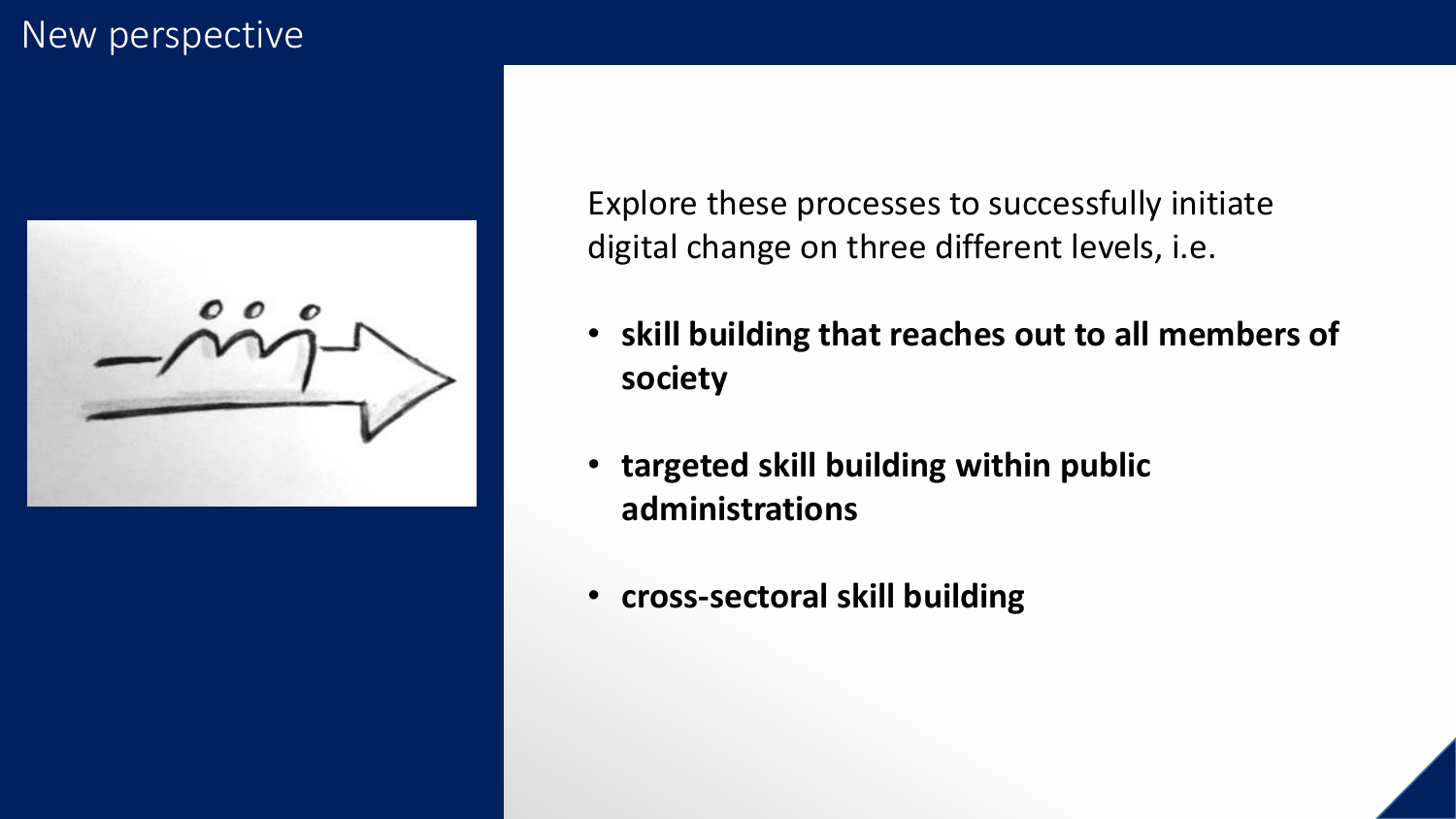# New perspective

Explore these processes to successfully initiate digital change on three different levels, i.e.

- **skill building that reaches out to all members of society**
- **targeted skill building within public administrations**
- **cross-sectoral skill building**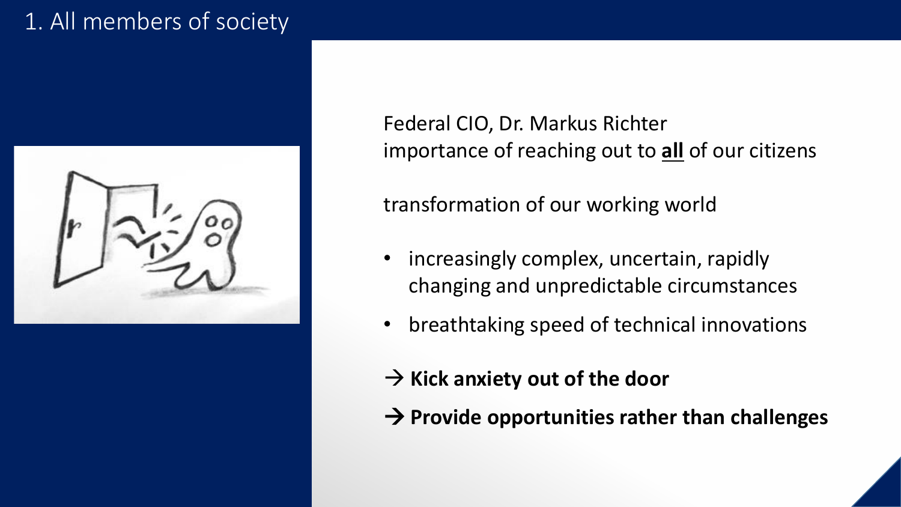# 1. All members of society

Federal CIO, Dr. Markus Richter
importance of reaching out to **all** of our citizens

transformation of our working world

- increasingly complex, uncertain, rapidly changing and unpredictable circumstances
- breathtaking speed of technical innovations

→ **Kick anxiety out of the door**

→ **Provide opportunities rather than challenges**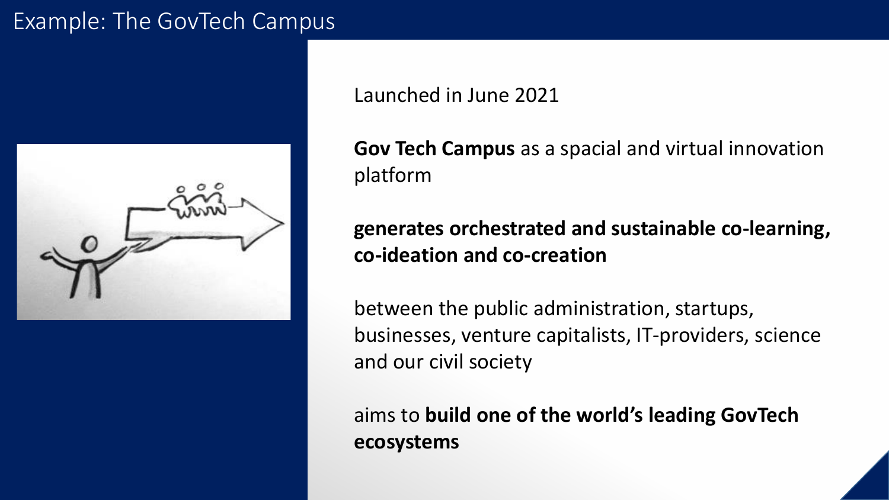# Example: The GovTech Campus

Launched in June 2021

**Gov Tech Campus** as a spacial and virtual innovation platform

**generates orchestrated and sustainable co-learning, co-ideation and co-creation**

between the public administration, startups, businesses, venture capitalists, IT-providers, science and our civil society

aims to **build one of the world's leading GovTech ecosystems**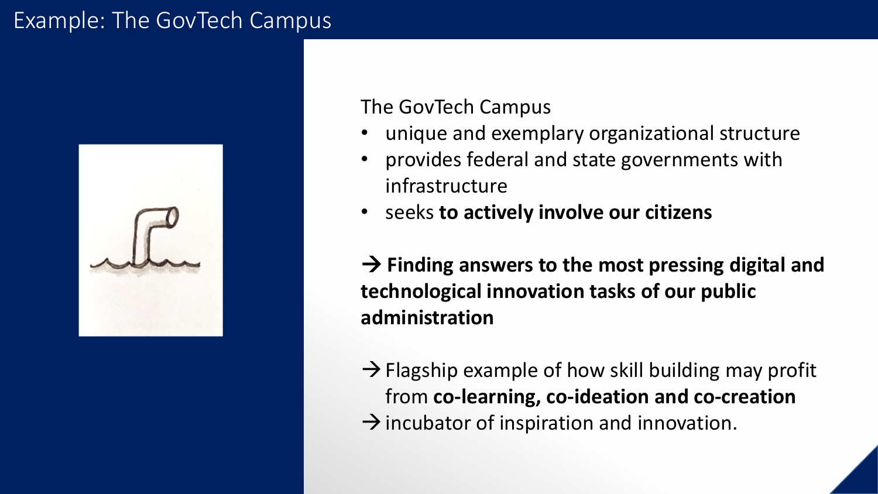# Example: The GovTech Campus

The GovTech Campus

- unique and exemplary organizational structure
- provides federal and state governments with infrastructure
- seeks **to actively involve our citizens**

**→ Finding answers to the most pressing digital and technological innovation tasks of our public administration**

→ Flagship example of how skill building may profit from **co-learning, co-ideation and co-creation**

→ incubator of inspiration and innovation.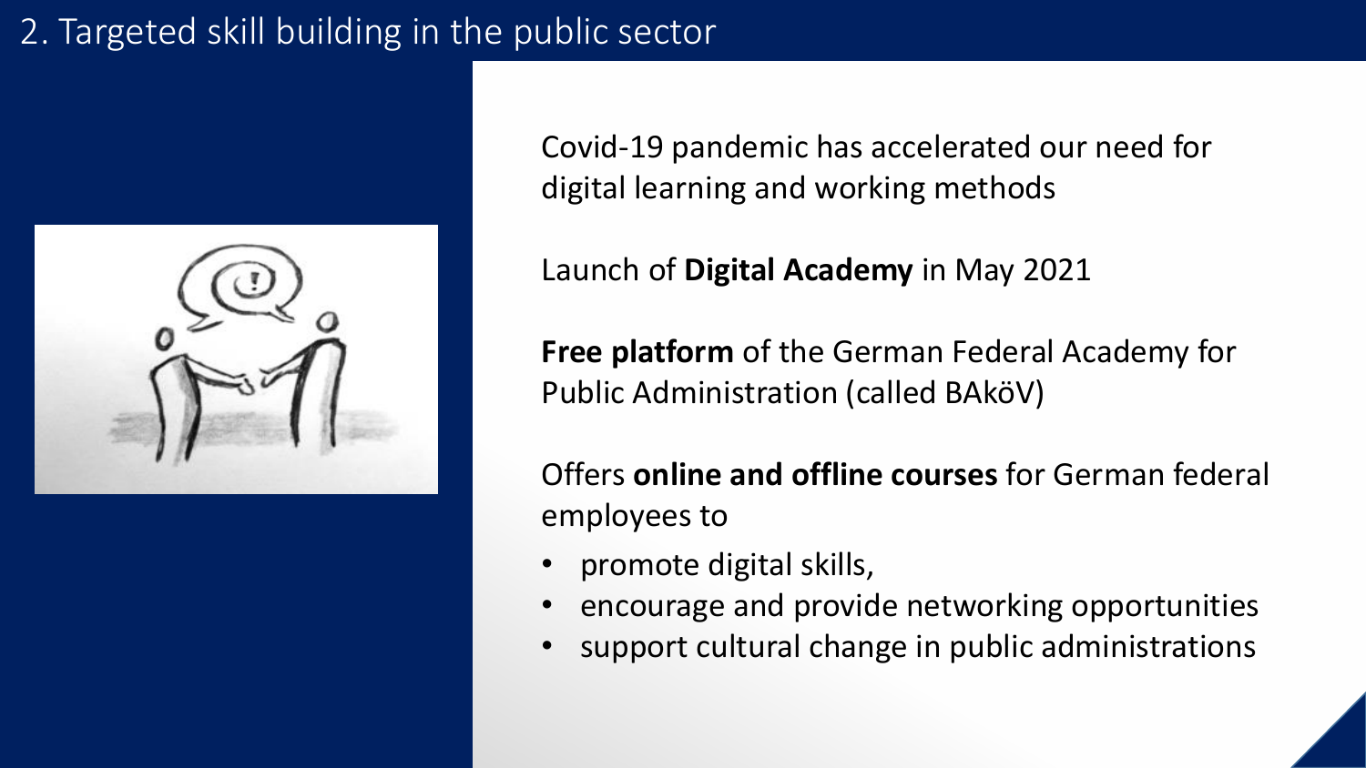# 2. Targeted skill building in the public sector

Covid-19 pandemic has accelerated our need for digital learning and working methods

Launch of **Digital Academy** in May 2021

**Free platform** of the German Federal Academy for Public Administration (called BAköV)

Offers **online and offline courses** for German federal employees to

- promote digital skills,
- encourage and provide networking opportunities
- support cultural change in public administrations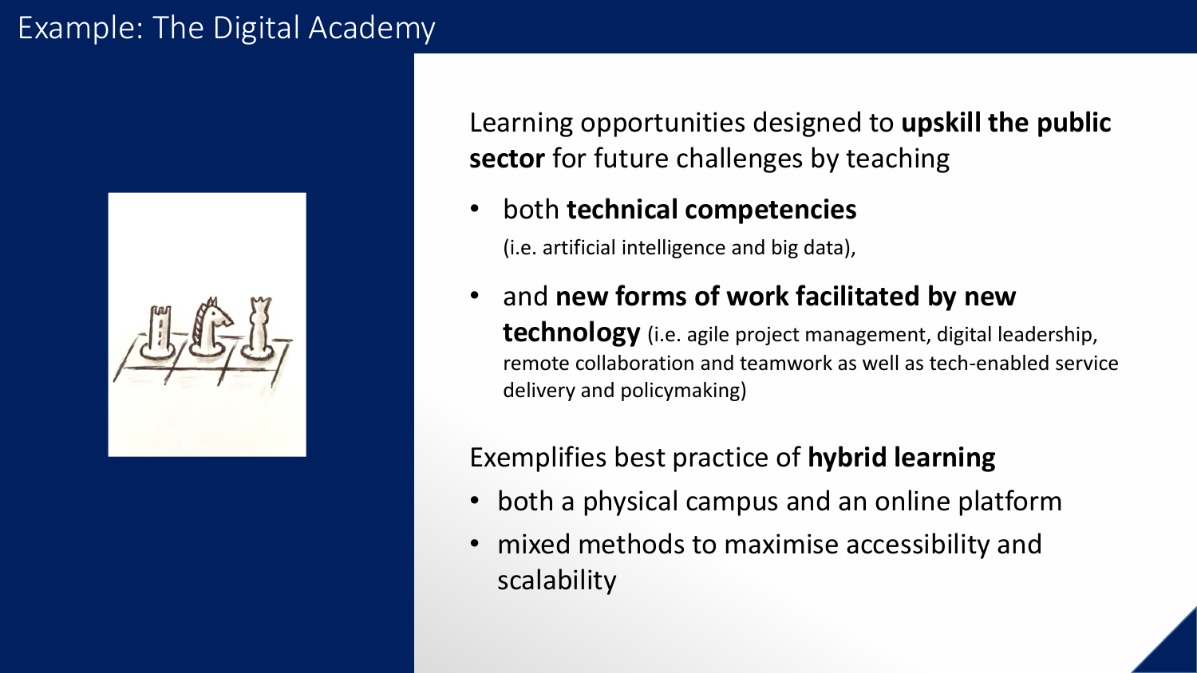# Example: The Digital Academy

Learning opportunities designed to **upskill the public sector** for future challenges by teaching

- both **technical competencies** (i.e. artificial intelligence and big data),
- and **new forms of work facilitated by new technology** (i.e. agile project management, digital leadership, remote collaboration and teamwork as well as tech-enabled service delivery and policymaking)

Exemplifies best practice of **hybrid learning**

- both a physical campus and an online platform
- mixed methods to maximise accessibility and scalability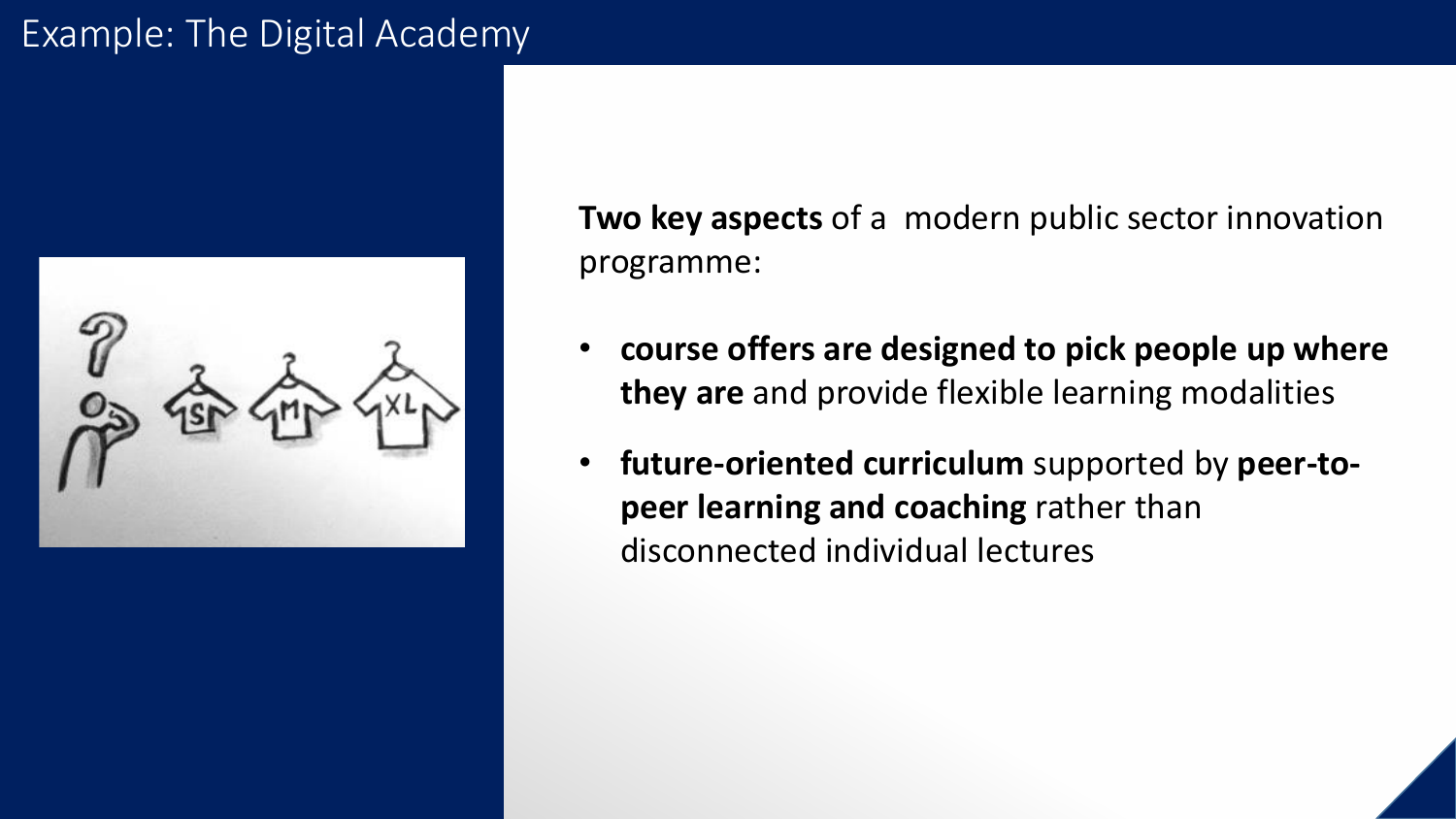# Example: The Digital Academy

**Two key aspects** of a modern public sector innovation programme:

- **course offers are designed to pick people up where they are** and provide flexible learning modalities
- **future-oriented curriculum** supported by **peer-to-peer learning and coaching** rather than disconnected individual lectures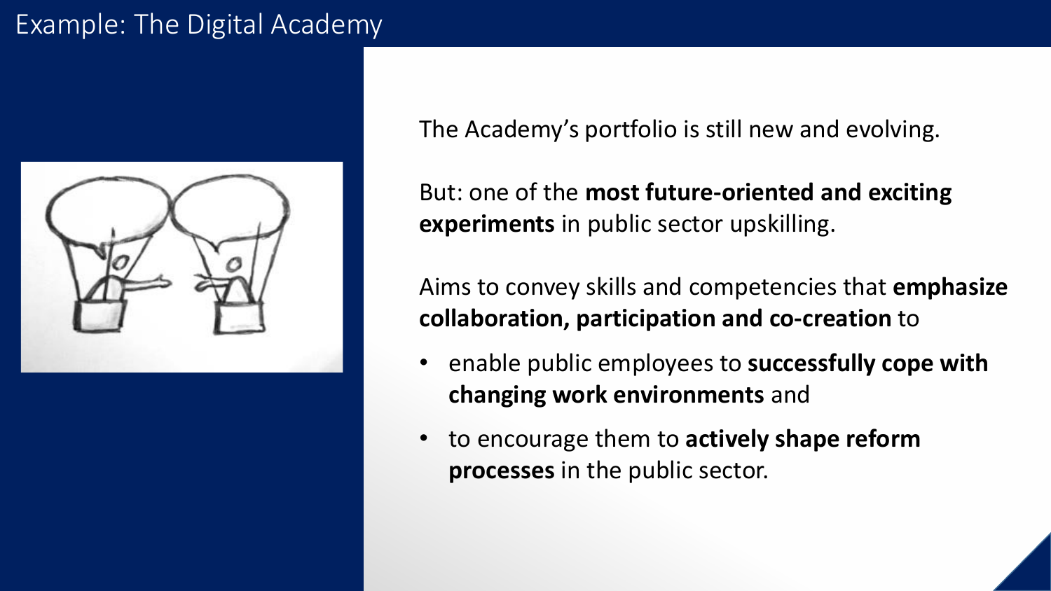# Example: The Digital Academy

The Academy's portfolio is still new and evolving.

But: one of the **most future-oriented and exciting experiments** in public sector upskilling.

Aims to convey skills and competencies that **emphasize collaboration, participation and co-creation** to

- enable public employees to **successfully cope with changing work environments** and
- to encourage them to **actively shape reform processes** in the public sector.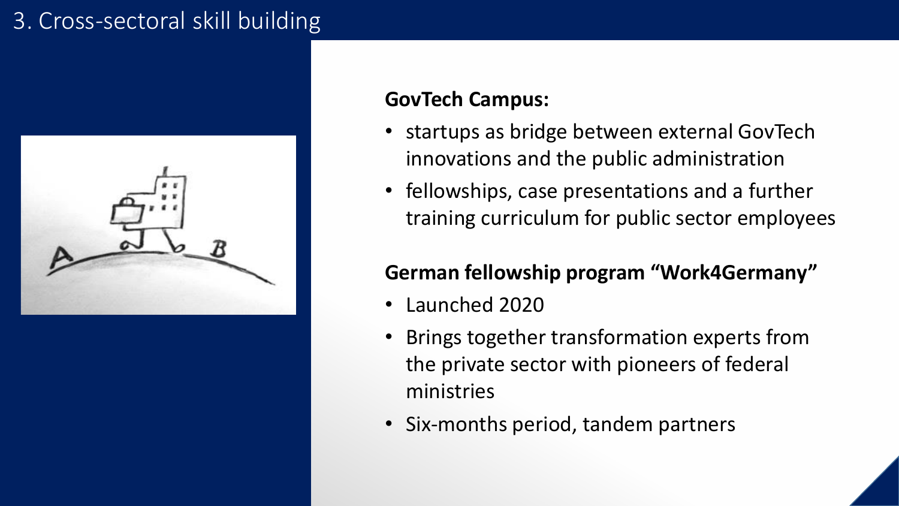# 3. Cross-sectoral skill building

**GovTech Campus:**

- startups as bridge between external GovTech innovations and the public administration
- fellowships, case presentations and a further training curriculum for public sector employees

**German fellowship program “Work4Germany”**

- Launched 2020
- Brings together transformation experts from the private sector with pioneers of federal ministries
- Six-months period, tandem partners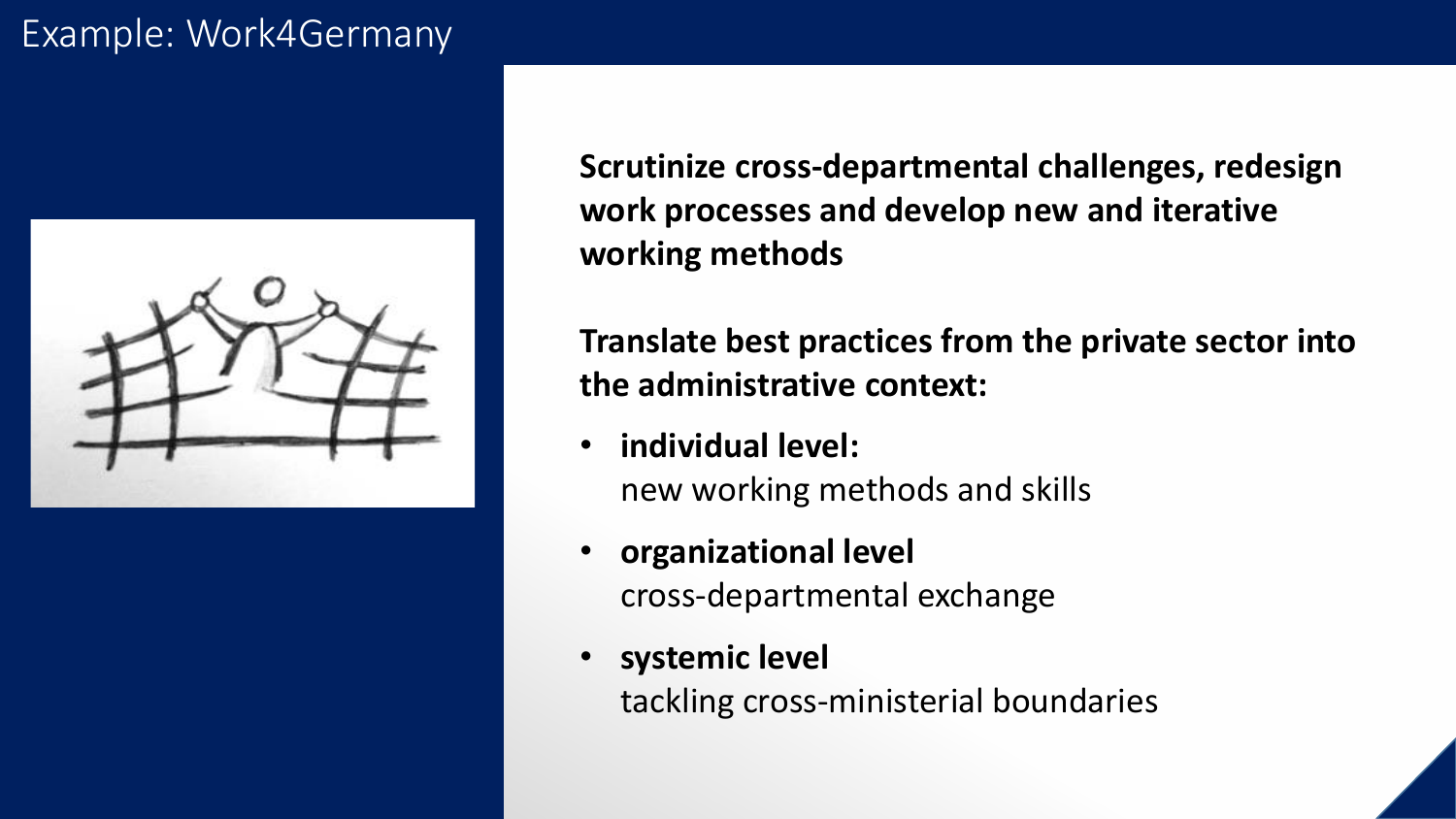# Example: Work4Germany

**Scrutinize cross-departmental challenges, redesign work processes and develop new and iterative working methods**

**Translate best practices from the private sector into the administrative context:**

- **individual level:**
  new working methods and skills
- **organizational level**
  cross-departmental exchange
- **systemic level**
  tackling cross-ministerial boundaries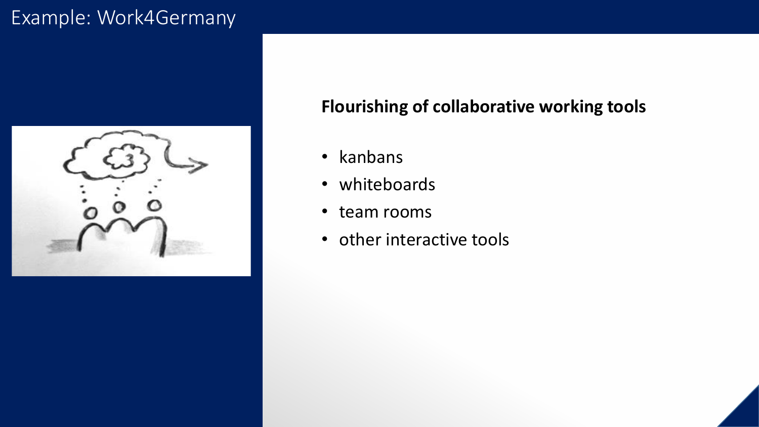# Example: Work4Germany

**Flourishing of collaborative working tools**

- kanbans
- whiteboards
- team rooms
- other interactive tools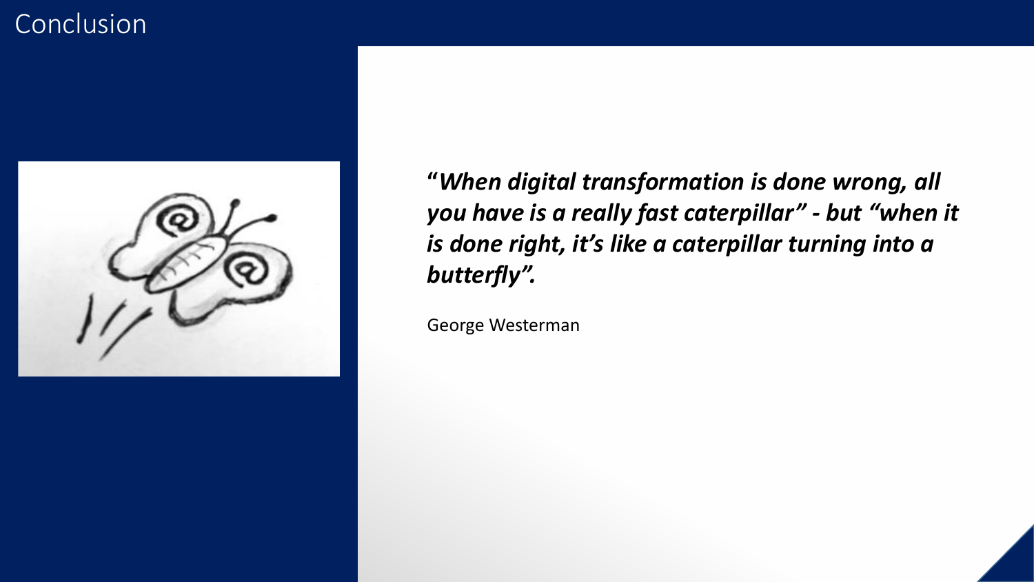# Conclusion

***"When digital transformation is done wrong, all you have is a really fast caterpillar" - but "when it is done right, it's like a caterpillar turning into a butterfly".***

George Westerman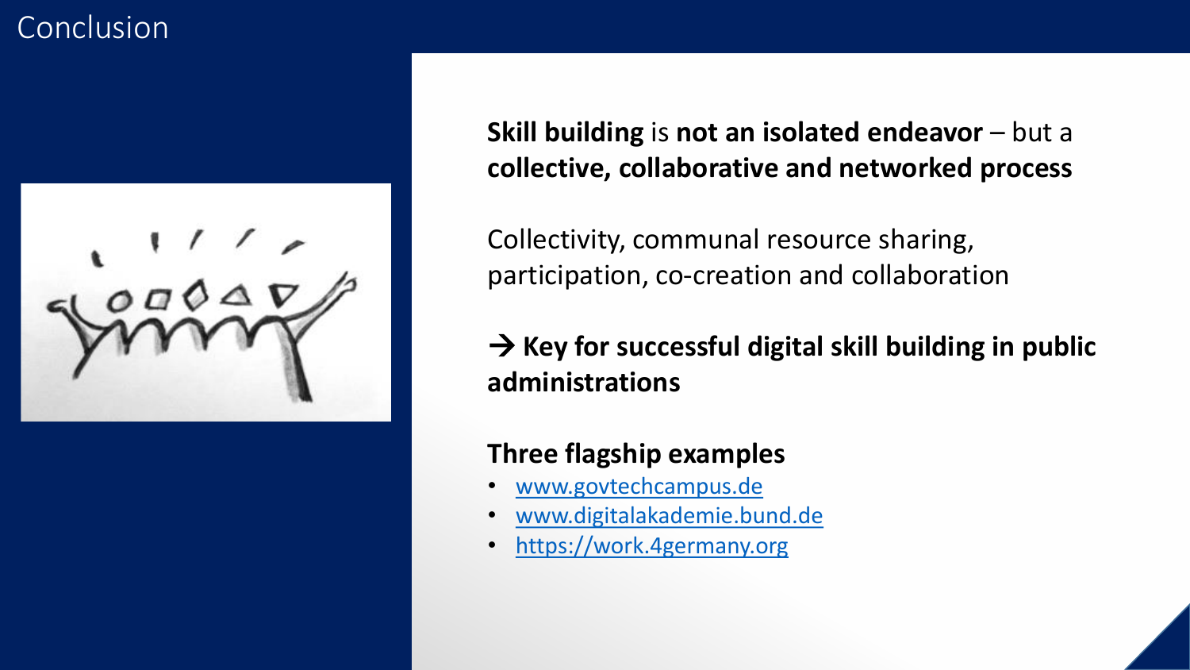# Conclusion

**Skill building** is **not an isolated endeavor** – but a **collective, collaborative and networked process**

Collectivity, communal resource sharing, participation, co-creation and collaboration

→ **Key for successful digital skill building in public administrations**

**Three flagship examples**

- www.govtechcampus.de
- www.digitalakademie.bund.de
- https://work.4germany.org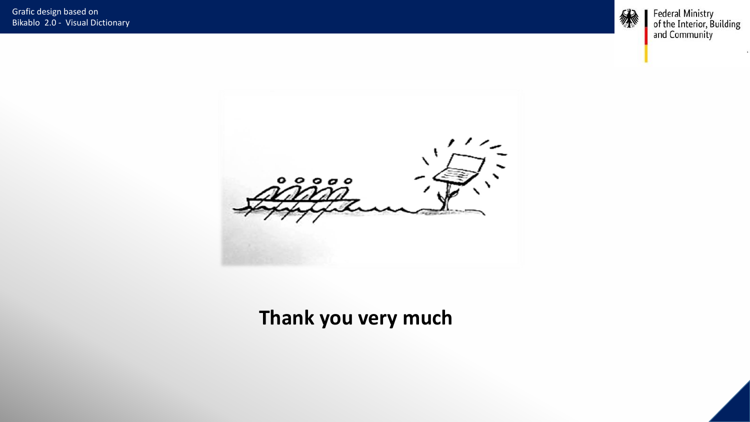Grafic design based on
Bikablo 2.0 - Visual Dictionary

Federal Ministry of the Interior, Building and Community

**Thank you very much**